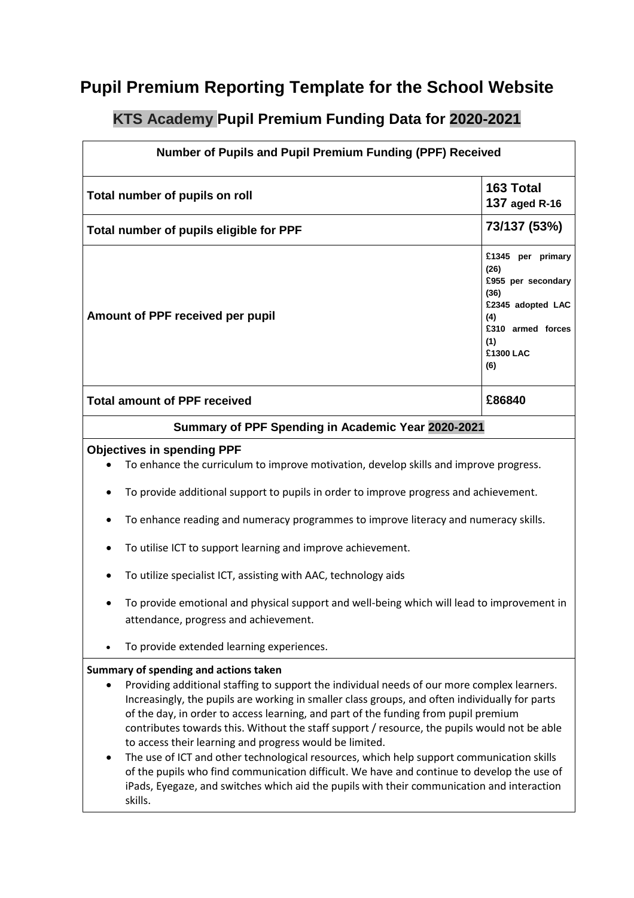# Pupil Premium Reporting Template for the School Website

## KTS Academy Pupil Premium Funding Data for 2020-2021

| Number of Pupils and Pupil Premium Funding (PPF) Received | |
|---|---|
| **Total number of pupils on roll** | **163 Total**<br>**137 aged R-16** |
| **Total number of pupils eligible for PPF** | **73/137 (53%)** |
| **Amount of PPF received per pupil** | **£1345 per primary (26)**<br>**£955 per secondary (36)**<br>**£2345 adopted LAC (4)**<br>**£310 armed forces (1)**<br>**£1300 LAC (6)** |
| **Total amount of PPF received** | **£86840** |

**Summary of PPF Spending in Academic Year 2020-2021**

**Objectives in spending PPF**

- To enhance the curriculum to improve motivation, develop skills and improve progress.
- To provide additional support to pupils in order to improve progress and achievement.
- To enhance reading and numeracy programmes to improve literacy and numeracy skills.
- To utilise ICT to support learning and improve achievement.
- To utilize specialist ICT, assisting with AAC, technology aids
- To provide emotional and physical support and well-being which will lead to improvement in attendance, progress and achievement.
- To provide extended learning experiences.

**Summary of spending and actions taken**

- Providing additional staffing to support the individual needs of our more complex learners. Increasingly, the pupils are working in smaller class groups, and often individually for parts of the day, in order to access learning, and part of the funding from pupil premium contributes towards this. Without the staff support / resource, the pupils would not be able to access their learning and progress would be limited.
- The use of ICT and other technological resources, which help support communication skills of the pupils who find communication difficult. We have and continue to develop the use of iPads, Eyegaze, and switches which aid the pupils with their communication and interaction skills.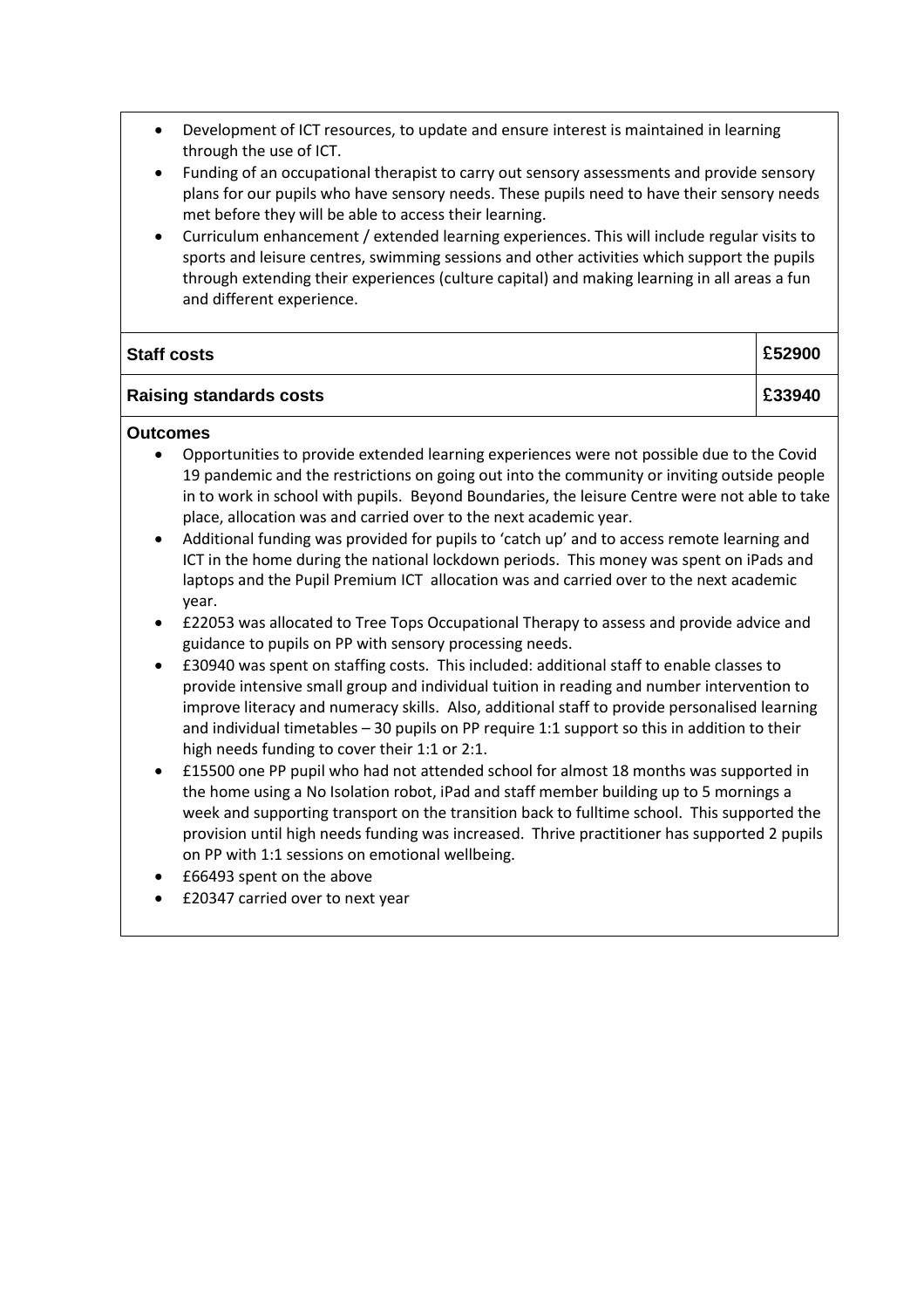- Development of ICT resources, to update and ensure interest is maintained in learning through the use of ICT.
- Funding of an occupational therapist to carry out sensory assessments and provide sensory plans for our pupils who have sensory needs. These pupils need to have their sensory needs met before they will be able to access their learning.
- Curriculum enhancement / extended learning experiences. This will include regular visits to sports and leisure centres, swimming sessions and other activities which support the pupils through extending their experiences (culture capital) and making learning in all areas a fun and different experience.

| | |
|---|---|
| **Staff costs** | **£52900** |
| **Raising standards costs** | **£33940** |

**Outcomes**

- Opportunities to provide extended learning experiences were not possible due to the Covid 19 pandemic and the restrictions on going out into the community or inviting outside people in to work in school with pupils. Beyond Boundaries, the leisure Centre were not able to take place, allocation was and carried over to the next academic year.
- Additional funding was provided for pupils to 'catch up' and to access remote learning and ICT in the home during the national lockdown periods. This money was spent on iPads and laptops and the Pupil Premium ICT allocation was and carried over to the next academic year.
- £22053 was allocated to Tree Tops Occupational Therapy to assess and provide advice and guidance to pupils on PP with sensory processing needs.
- £30940 was spent on staffing costs. This included: additional staff to enable classes to provide intensive small group and individual tuition in reading and number intervention to improve literacy and numeracy skills. Also, additional staff to provide personalised learning and individual timetables – 30 pupils on PP require 1:1 support so this in addition to their high needs funding to cover their 1:1 or 2:1.
- £15500 one PP pupil who had not attended school for almost 18 months was supported in the home using a No Isolation robot, iPad and staff member building up to 5 mornings a week and supporting transport on the transition back to fulltime school. This supported the provision until high needs funding was increased. Thrive practitioner has supported 2 pupils on PP with 1:1 sessions on emotional wellbeing.
- £66493 spent on the above
- £20347 carried over to next year